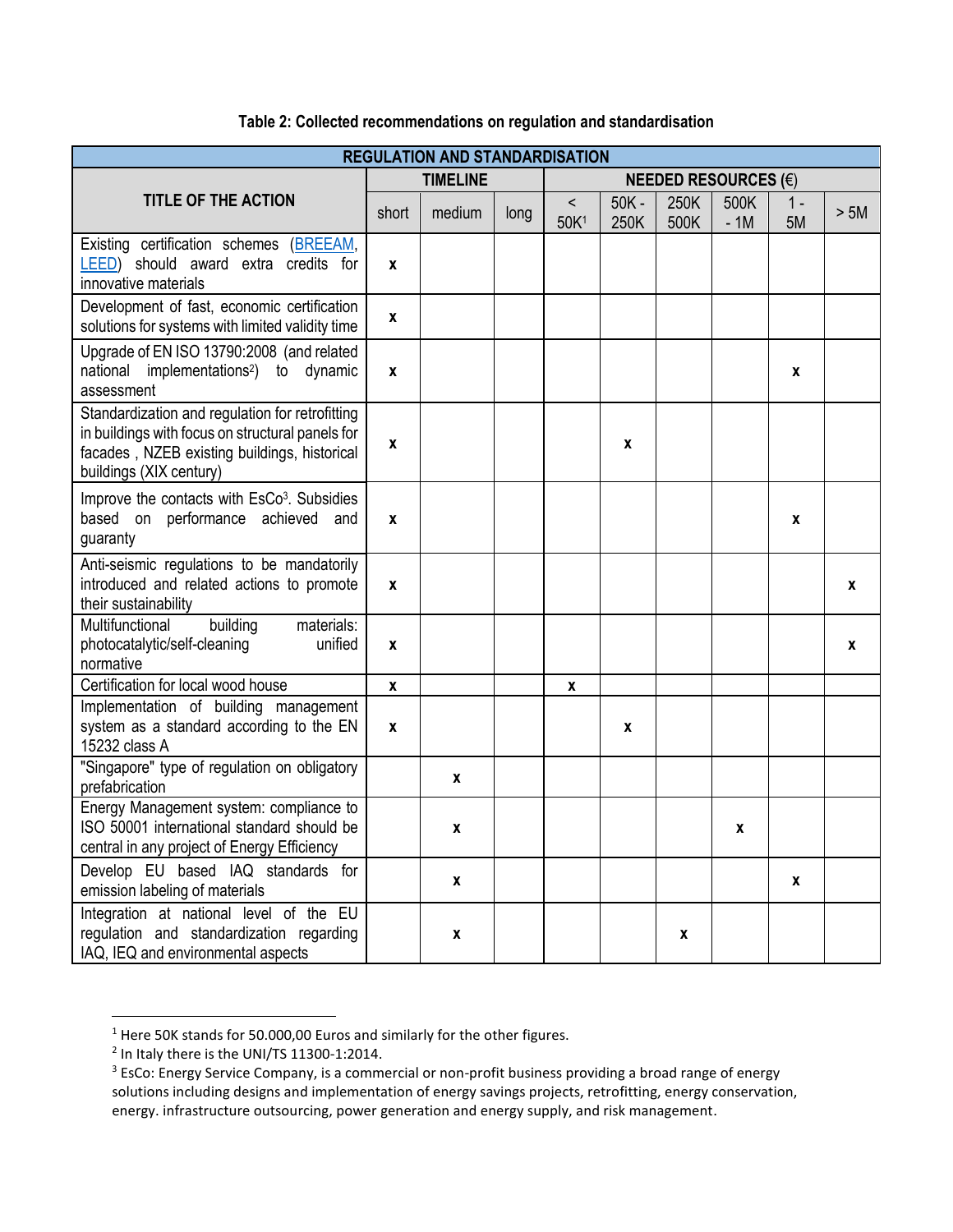**Table 2: Collected recommendations on regulation and standardisation**

| REGULATION AND STANDARDISATION | | | | | | | | | |
|---|---|---|---|---|---|---|---|---|---|
| TITLE OF THE ACTION | TIMELINE | | | NEEDED RESOURCES (€) | | | | | |
| | short | medium | long | < 50K[1] | 50K - 250K | 250K 500K | 500K - 1M | 1 - 5M | > 5M |
| Existing certification schemes (BREEAM, LEED) should award extra credits for innovative materials | x | | | | | | | | |
| Development of fast, economic certification solutions for systems with limited validity time | x | | | | | | | | |
| Upgrade of EN ISO 13790:2008 (and related national implementations[2]) to dynamic assessment | x | | | | | | | x | |
| Standardization and regulation for retrofitting in buildings with focus on structural panels for facades , NZEB existing buildings, historical buildings (XIX century) | x | | | | x | | | | |
| Improve the contacts with EsCo[3]. Subsidies based on performance achieved and guaranty | x | | | | | | | x | |
| Anti-seismic regulations to be mandatorily introduced and related actions to promote their sustainability | x | | | | | | | | x |
| Multifunctional building materials: photocatalytic/self-cleaning unified normative | x | | | | | | | | x |
| Certification for local wood house | x | | | x | | | | | |
| Implementation of building management system as a standard according to the EN 15232 class A | x | | | | x | | | | |
| "Singapore" type of regulation on obligatory prefabrication | | x | | | | | | | |
| Energy Management system: compliance to ISO 50001 international standard should be central in any project of Energy Efficiency | | x | | | | | x | | |
| Develop EU based IAQ standards for emission labeling of materials | | x | | | | | | x | |
| Integration at national level of the EU regulation and standardization regarding IAQ, IEQ and environmental aspects | | x | | | | x | | | |

[1] Here 50K stands for 50.000,00 Euros and similarly for the other figures.

[2] In Italy there is the UNI/TS 11300-1:2014.

[3] EsCo: Energy Service Company, is a commercial or non-profit business providing a broad range of energy solutions including designs and implementation of energy savings projects, retrofitting, energy conservation, energy. infrastructure outsourcing, power generation and energy supply, and risk management.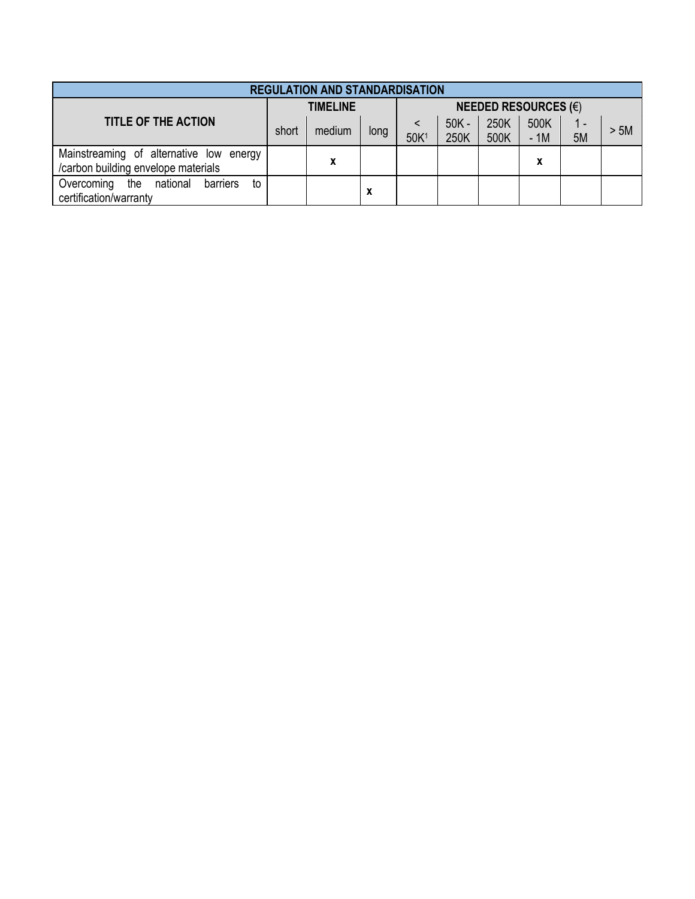| REGULATION AND STANDARDISATION | | | | | | | | | |
|---|---|---|---|---|---|---|---|---|---|
| TITLE OF THE ACTION | TIMELINE | | | NEEDED RESOURCES (€) | | | | | |
| | short | medium | long | < 50K[1] | 50K - 250K | 250K 500K | 500K - 1M | 1 - 5M | > 5M |
| Mainstreaming of alternative low energy /carbon building envelope materials | | x | | | | | x | | |
| Overcoming the national barriers to certification/warranty | | | x | | | | | | |